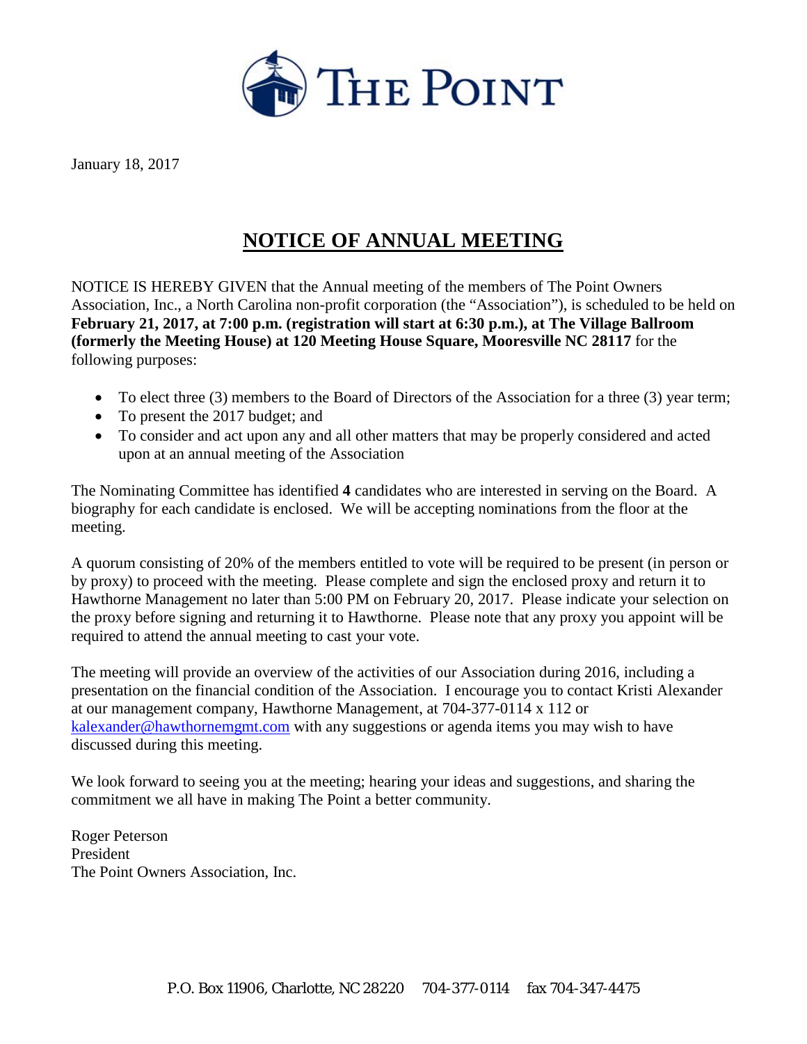# THE POINT

January 18, 2017

## NOTICE OF ANNUAL MEETING

NOTICE IS HEREBY GIVEN that the Annual meeting of the members of The Point Owners Association, Inc., a North Carolina non-profit corporation (the "Association"), is scheduled to be held on **February 21, 2017, at 7:00 p.m. (registration will start at 6:30 p.m.), at The Village Ballroom (formerly the Meeting House) at 120 Meeting House Square, Mooresville NC 28117** for the following purposes:

- To elect three (3) members to the Board of Directors of the Association for a three (3) year term;
- To present the 2017 budget; and
- To consider and act upon any and all other matters that may be properly considered and acted upon at an annual meeting of the Association

The Nominating Committee has identified **4** candidates who are interested in serving on the Board. A biography for each candidate is enclosed. We will be accepting nominations from the floor at the meeting.

A quorum consisting of 20% of the members entitled to vote will be required to be present (in person or by proxy) to proceed with the meeting. Please complete and sign the enclosed proxy and return it to Hawthorne Management no later than 5:00 PM on February 20, 2017. Please indicate your selection on the proxy before signing and returning it to Hawthorne. Please note that any proxy you appoint will be required to attend the annual meeting to cast your vote.

The meeting will provide an overview of the activities of our Association during 2016, including a presentation on the financial condition of the Association. I encourage you to contact Kristi Alexander at our management company, Hawthorne Management, at 704-377-0114 x 112 or kalexander@hawthornemgmt.com with any suggestions or agenda items you may wish to have discussed during this meeting.

We look forward to seeing you at the meeting; hearing your ideas and suggestions, and sharing the commitment we all have in making The Point a better community.

Roger Peterson
President
The Point Owners Association, Inc.

P.O. Box 11906, Charlotte, NC 28220     704-377-0114     fax 704-347-4475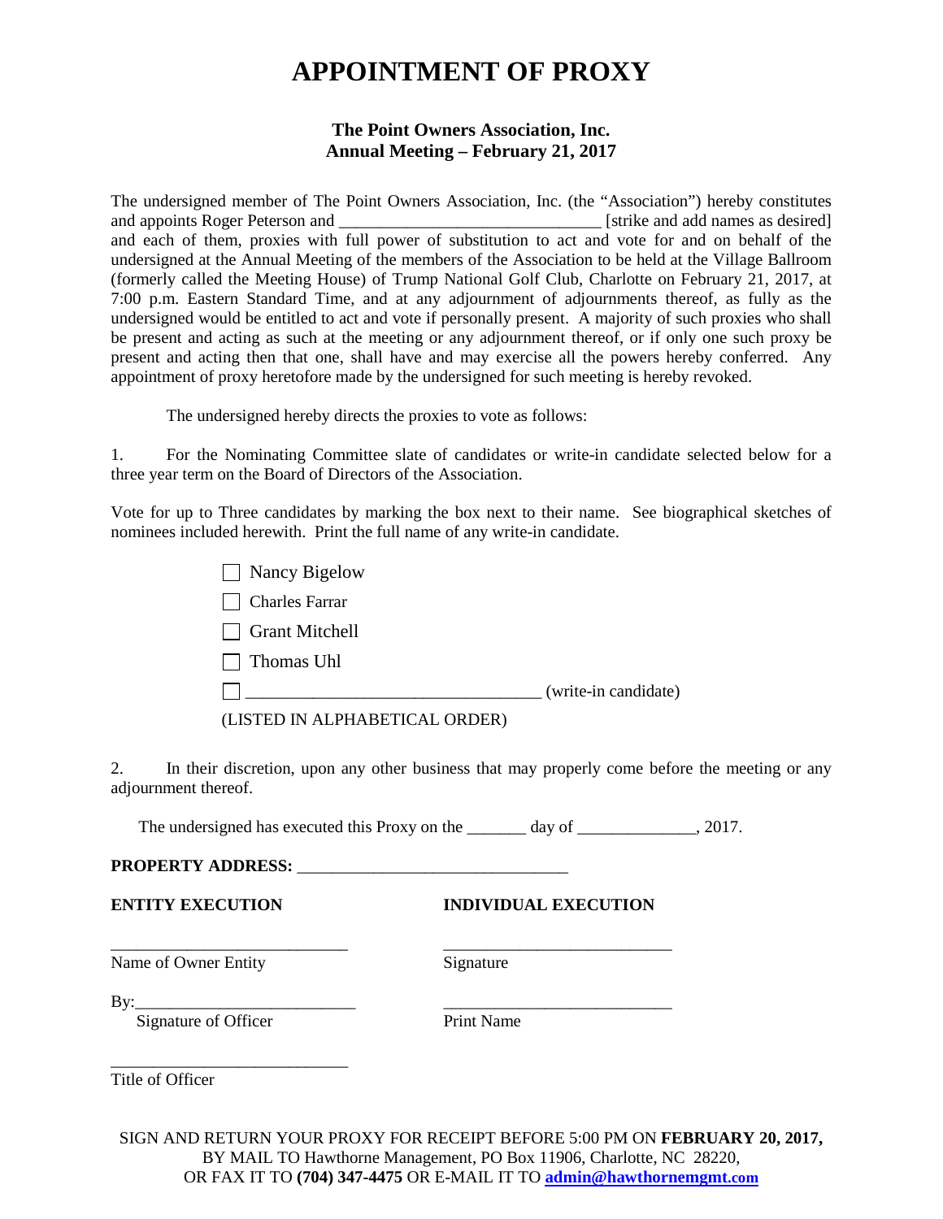# APPOINTMENT OF PROXY

**The Point Owners Association, Inc.**
**Annual Meeting – February 21, 2017**

The undersigned member of The Point Owners Association, Inc. (the "Association") hereby constitutes and appoints Roger Peterson and ______________________________ [strike and add names as desired] and each of them, proxies with full power of substitution to act and vote for and on behalf of the undersigned at the Annual Meeting of the members of the Association to be held at the Village Ballroom (formerly called the Meeting House) of Trump National Golf Club, Charlotte on February 21, 2017, at 7:00 p.m. Eastern Standard Time, and at any adjournment of adjournments thereof, as fully as the undersigned would be entitled to act and vote if personally present. A majority of such proxies who shall be present and acting as such at the meeting or any adjournment thereof, or if only one such proxy be present and acting then that one, shall have and may exercise all the powers hereby conferred. Any appointment of proxy heretofore made by the undersigned for such meeting is hereby revoked.

The undersigned hereby directs the proxies to vote as follows:

1. For the Nominating Committee slate of candidates or write-in candidate selected below for a three year term on the Board of Directors of the Association.

Vote for up to Three candidates by marking the box next to their name. See biographical sketches of nominees included herewith. Print the full name of any write-in candidate.

- ☐ Nancy Bigelow
- ☐ Charles Farrar
- ☐ Grant Mitchell
- ☐ Thomas Uhl
- ☐ __________________________________ (write-in candidate)

(LISTED IN ALPHABETICAL ORDER)

2. In their discretion, upon any other business that may properly come before the meeting or any adjournment thereof.

The undersigned has executed this Proxy on the _______ day of ______________, 2017.

**PROPERTY ADDRESS:** _______________________________

**ENTITY EXECUTION**

____________________________
Name of Owner Entity

By:__________________________
Signature of Officer

____________________________
Title of Officer

**INDIVIDUAL EXECUTION**

___________________________
Signature

___________________________
Print Name

SIGN AND RETURN YOUR PROXY FOR RECEIPT BEFORE 5:00 PM ON **FEBRUARY 20, 2017,** BY MAIL TO Hawthorne Management, PO Box 11906, Charlotte, NC 28220, OR FAX IT TO **(704) 347-4475** OR E-MAIL IT TO **admin@hawthornemgmt.com**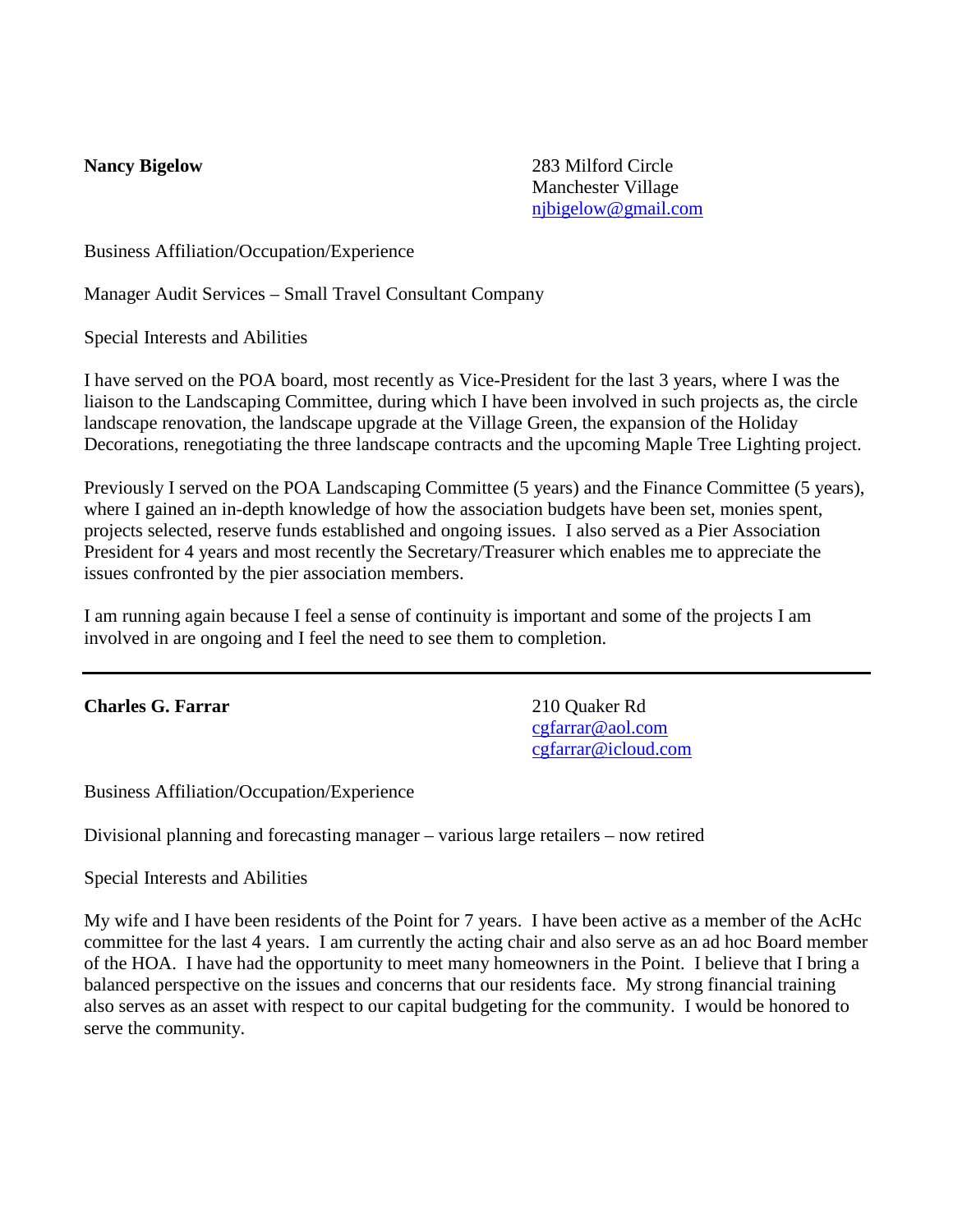**Nancy Bigelow**

283 Milford Circle
Manchester Village
njbigelow@gmail.com

Business Affiliation/Occupation/Experience

Manager Audit Services – Small Travel Consultant Company

Special Interests and Abilities

I have served on the POA board, most recently as Vice-President for the last 3 years, where I was the liaison to the Landscaping Committee, during which I have been involved in such projects as, the circle landscape renovation, the landscape upgrade at the Village Green, the expansion of the Holiday Decorations, renegotiating the three landscape contracts and the upcoming Maple Tree Lighting project.

Previously I served on the POA Landscaping Committee (5 years) and the Finance Committee (5 years), where I gained an in-depth knowledge of how the association budgets have been set, monies spent, projects selected, reserve funds established and ongoing issues. I also served as a Pier Association President for 4 years and most recently the Secretary/Treasurer which enables me to appreciate the issues confronted by the pier association members.

I am running again because I feel a sense of continuity is important and some of the projects I am involved in are ongoing and I feel the need to see them to completion.

---

**Charles G. Farrar**

210 Quaker Rd
cgfarrar@aol.com
cgfarrar@icloud.com

Business Affiliation/Occupation/Experience

Divisional planning and forecasting manager – various large retailers – now retired

Special Interests and Abilities

My wife and I have been residents of the Point for 7 years. I have been active as a member of the AcHc committee for the last 4 years. I am currently the acting chair and also serve as an ad hoc Board member of the HOA. I have had the opportunity to meet many homeowners in the Point. I believe that I bring a balanced perspective on the issues and concerns that our residents face. My strong financial training also serves as an asset with respect to our capital budgeting for the community. I would be honored to serve the community.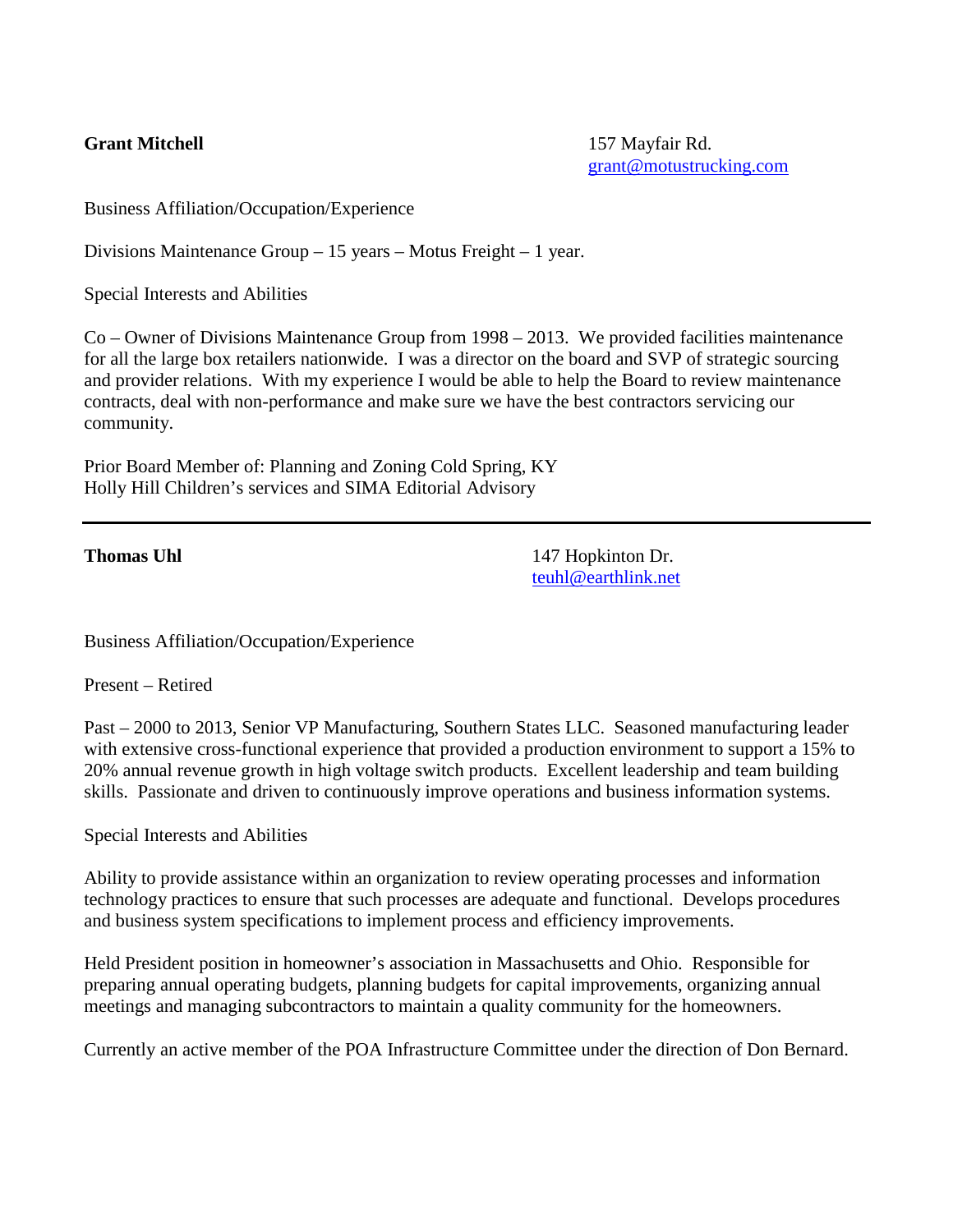**Grant Mitchell**

157 Mayfair Rd.
grant@motustrucking.com

Business Affiliation/Occupation/Experience

Divisions Maintenance Group – 15 years – Motus Freight – 1 year.

Special Interests and Abilities

Co – Owner of Divisions Maintenance Group from 1998 – 2013. We provided facilities maintenance for all the large box retailers nationwide. I was a director on the board and SVP of strategic sourcing and provider relations. With my experience I would be able to help the Board to review maintenance contracts, deal with non-performance and make sure we have the best contractors servicing our community.

Prior Board Member of: Planning and Zoning Cold Spring, KY
Holly Hill Children's services and SIMA Editorial Advisory

---

**Thomas Uhl**

147 Hopkinton Dr.
teuhl@earthlink.net

Business Affiliation/Occupation/Experience

Present – Retired

Past – 2000 to 2013, Senior VP Manufacturing, Southern States LLC. Seasoned manufacturing leader with extensive cross-functional experience that provided a production environment to support a 15% to 20% annual revenue growth in high voltage switch products. Excellent leadership and team building skills. Passionate and driven to continuously improve operations and business information systems.

Special Interests and Abilities

Ability to provide assistance within an organization to review operating processes and information technology practices to ensure that such processes are adequate and functional. Develops procedures and business system specifications to implement process and efficiency improvements.

Held President position in homeowner's association in Massachusetts and Ohio. Responsible for preparing annual operating budgets, planning budgets for capital improvements, organizing annual meetings and managing subcontractors to maintain a quality community for the homeowners.

Currently an active member of the POA Infrastructure Committee under the direction of Don Bernard.